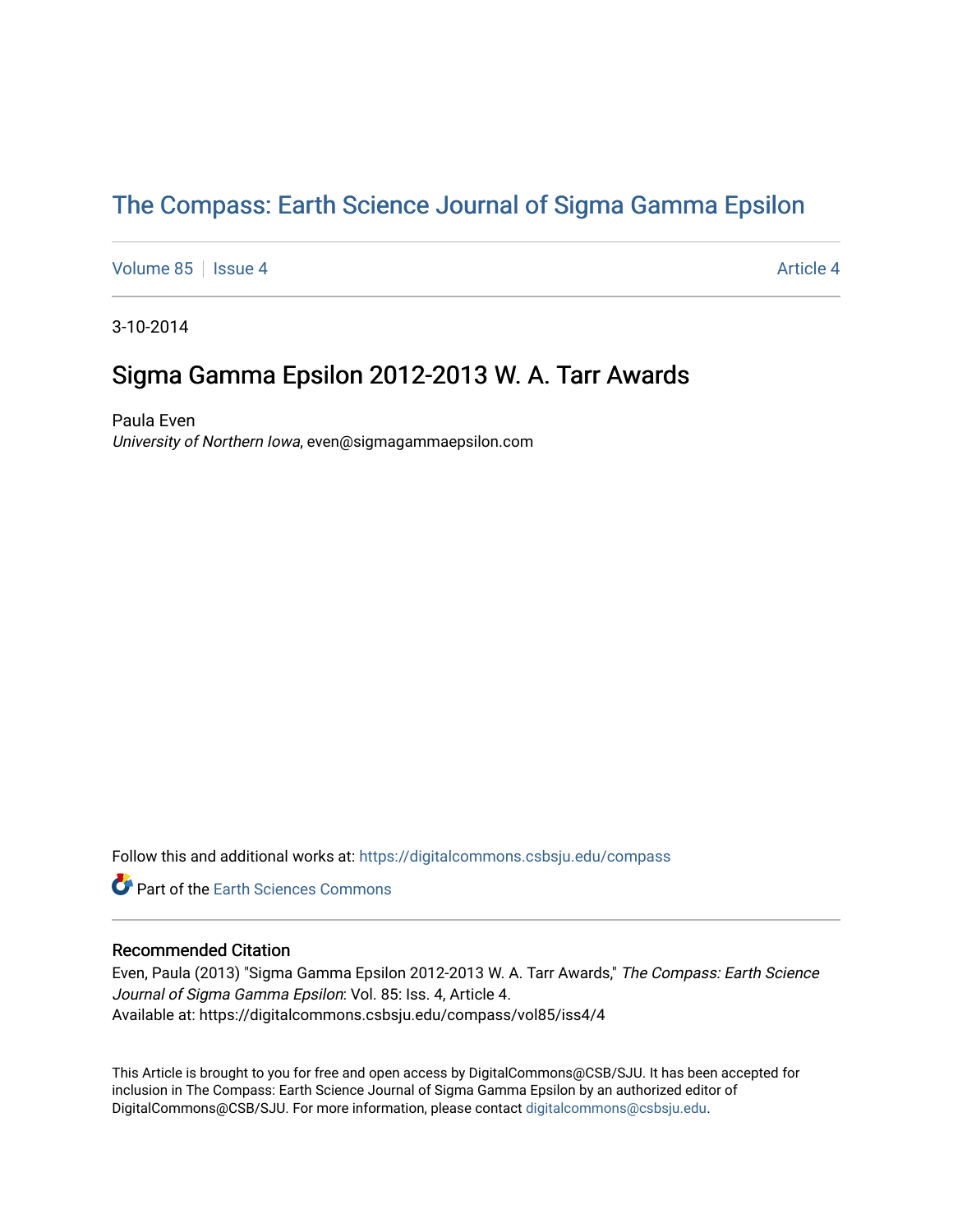# The Compass: Earth Science Journal of Sigma Gamma Epsilon

Volume 85 | Issue 4 — Article 4

3-10-2014

## Sigma Gamma Epsilon 2012-2013 W. A. Tarr Awards

Paula Even
*University of Northern Iowa*, even@sigmagammaepsilon.com

Follow this and additional works at: https://digitalcommons.csbsju.edu/compass

Part of the Earth Sciences Commons

### Recommended Citation

Even, Paula (2013) "Sigma Gamma Epsilon 2012-2013 W. A. Tarr Awards," *The Compass: Earth Science Journal of Sigma Gamma Epsilon*: Vol. 85: Iss. 4, Article 4.
Available at: https://digitalcommons.csbsju.edu/compass/vol85/iss4/4

This Article is brought to you for free and open access by DigitalCommons@CSB/SJU. It has been accepted for inclusion in The Compass: Earth Science Journal of Sigma Gamma Epsilon by an authorized editor of DigitalCommons@CSB/SJU. For more information, please contact digitalcommons@csbsju.edu.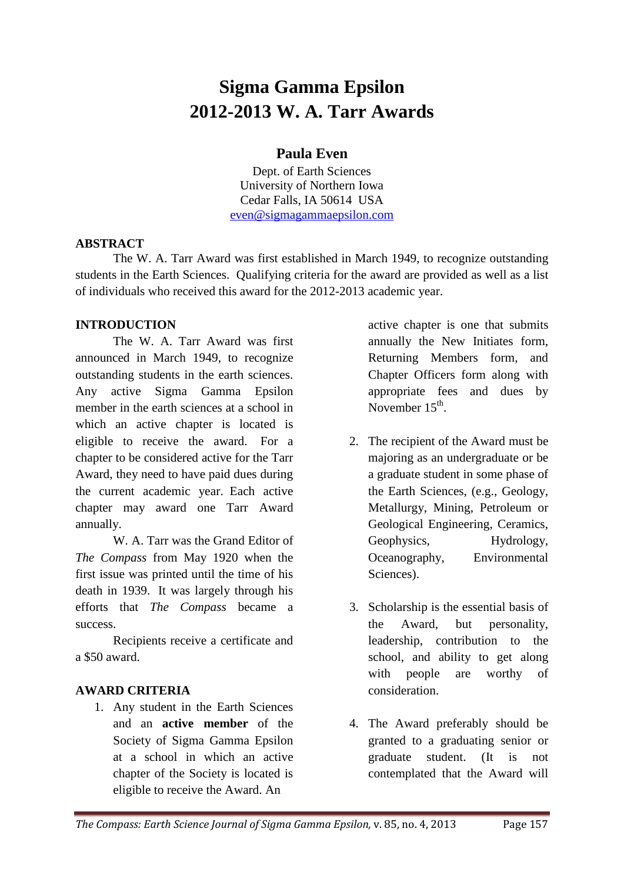# Sigma Gamma Epsilon 2012-2013 W. A. Tarr Awards

## Paula Even

Dept. of Earth Sciences
University of Northern Iowa
Cedar Falls, IA 50614 USA
even@sigmagammaepsilon.com

### ABSTRACT

The W. A. Tarr Award was first established in March 1949, to recognize outstanding students in the Earth Sciences. Qualifying criteria for the award are provided as well as a list of individuals who received this award for the 2012-2013 academic year.

### INTRODUCTION

The W. A. Tarr Award was first announced in March 1949, to recognize outstanding students in the earth sciences. Any active Sigma Gamma Epsilon member in the earth sciences at a school in which an active chapter is located is eligible to receive the award. For a chapter to be considered active for the Tarr Award, they need to have paid dues during the current academic year. Each active chapter may award one Tarr Award annually.

W. A. Tarr was the Grand Editor of *The Compass* from May 1920 when the first issue was printed until the time of his death in 1939. It was largely through his efforts that *The Compass* became a success.

Recipients receive a certificate and a $50 award.

### AWARD CRITERIA

1. Any student in the Earth Sciences and an **active member** of the Society of Sigma Gamma Epsilon at a school in which an active chapter of the Society is located is eligible to receive the Award. An active chapter is one that submits annually the New Initiates form, Returning Members form, and Chapter Officers form along with appropriate fees and dues by November 15th.

2. The recipient of the Award must be majoring as an undergraduate or be a graduate student in some phase of the Earth Sciences, (e.g., Geology, Metallurgy, Mining, Petroleum or Geological Engineering, Ceramics, Geophysics, Hydrology, Oceanography, Environmental Sciences).

3. Scholarship is the essential basis of the Award, but personality, leadership, contribution to the school, and ability to get along with people are worthy of consideration.

4. The Award preferably should be granted to a graduating senior or graduate student. (It is not contemplated that the Award will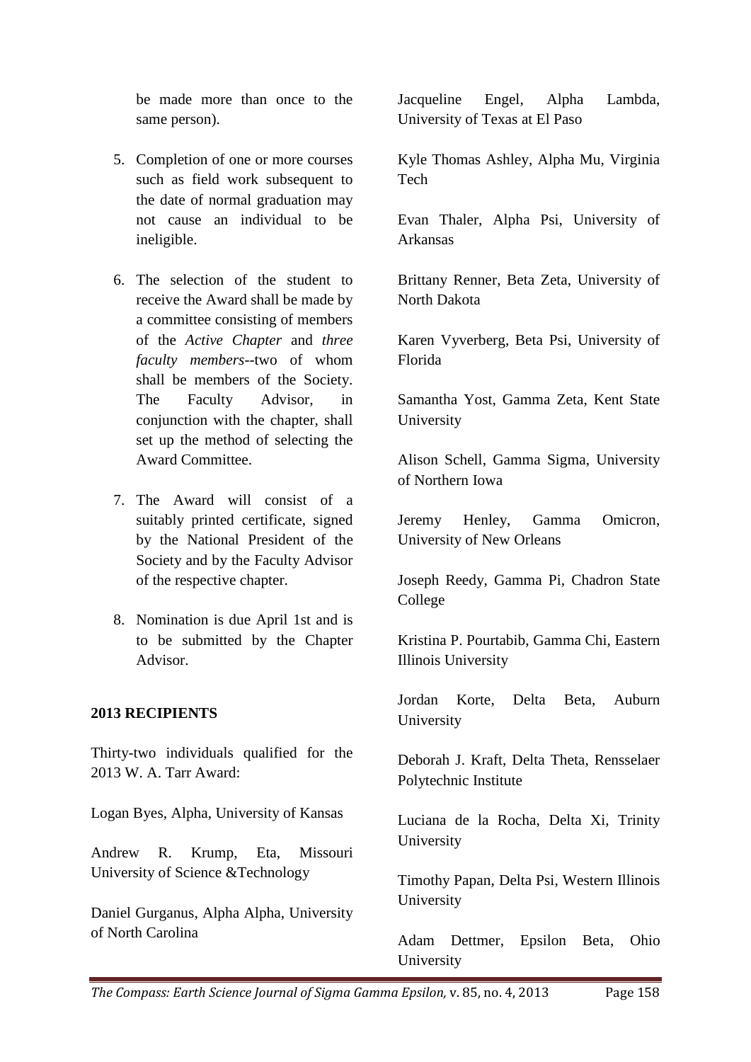be made more than once to the same person).

5. Completion of one or more courses such as field work subsequent to the date of normal graduation may not cause an individual to be ineligible.

6. The selection of the student to receive the Award shall be made by a committee consisting of members of the *Active Chapter* and *three faculty members*--two of whom shall be members of the Society. The Faculty Advisor, in conjunction with the chapter, shall set up the method of selecting the Award Committee.

7. The Award will consist of a suitably printed certificate, signed by the National President of the Society and by the Faculty Advisor of the respective chapter.

8. Nomination is due April 1st and is to be submitted by the Chapter Advisor.

**2013 RECIPIENTS**

Thirty-two individuals qualified for the 2013 W. A. Tarr Award:

Logan Byes, Alpha, University of Kansas

Andrew R. Krump, Eta, Missouri University of Science &Technology

Daniel Gurganus, Alpha Alpha, University of North Carolina

Jacqueline Engel, Alpha Lambda, University of Texas at El Paso

Kyle Thomas Ashley, Alpha Mu, Virginia Tech

Evan Thaler, Alpha Psi, University of Arkansas

Brittany Renner, Beta Zeta, University of North Dakota

Karen Vyverberg, Beta Psi, University of Florida

Samantha Yost, Gamma Zeta, Kent State University

Alison Schell, Gamma Sigma, University of Northern Iowa

Jeremy Henley, Gamma Omicron, University of New Orleans

Joseph Reedy, Gamma Pi, Chadron State College

Kristina P. Pourtabib, Gamma Chi, Eastern Illinois University

Jordan Korte, Delta Beta, Auburn University

Deborah J. Kraft, Delta Theta, Rensselaer Polytechnic Institute

Luciana de la Rocha, Delta Xi, Trinity University

Timothy Papan, Delta Psi, Western Illinois University

Adam Dettmer, Epsilon Beta, Ohio University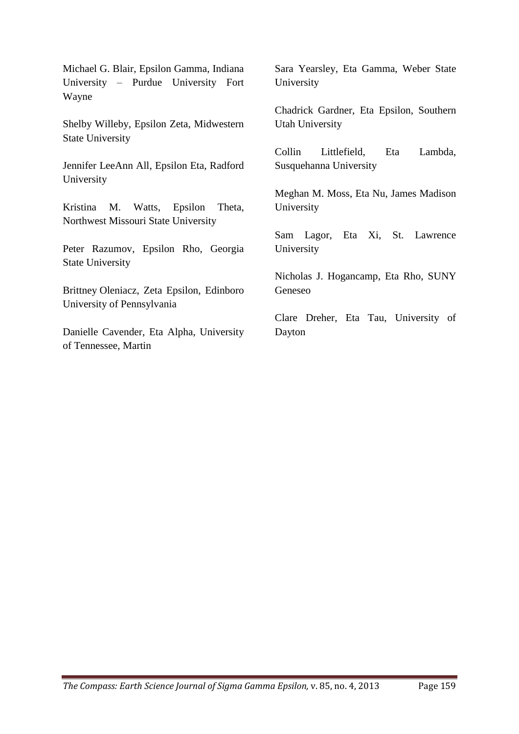Michael G. Blair, Epsilon Gamma, Indiana University – Purdue University Fort Wayne

Shelby Willeby, Epsilon Zeta, Midwestern State University

Jennifer LeeAnn All, Epsilon Eta, Radford University

Kristina M. Watts, Epsilon Theta, Northwest Missouri State University

Peter Razumov, Epsilon Rho, Georgia State University

Brittney Oleniacz, Zeta Epsilon, Edinboro University of Pennsylvania

Danielle Cavender, Eta Alpha, University of Tennessee, Martin

Sara Yearsley, Eta Gamma, Weber State University

Chadrick Gardner, Eta Epsilon, Southern Utah University

Collin Littlefield, Eta Lambda, Susquehanna University

Meghan M. Moss, Eta Nu, James Madison University

Sam Lagor, Eta Xi, St. Lawrence University

Nicholas J. Hogancamp, Eta Rho, SUNY Geneseo

Clare Dreher, Eta Tau, University of Dayton